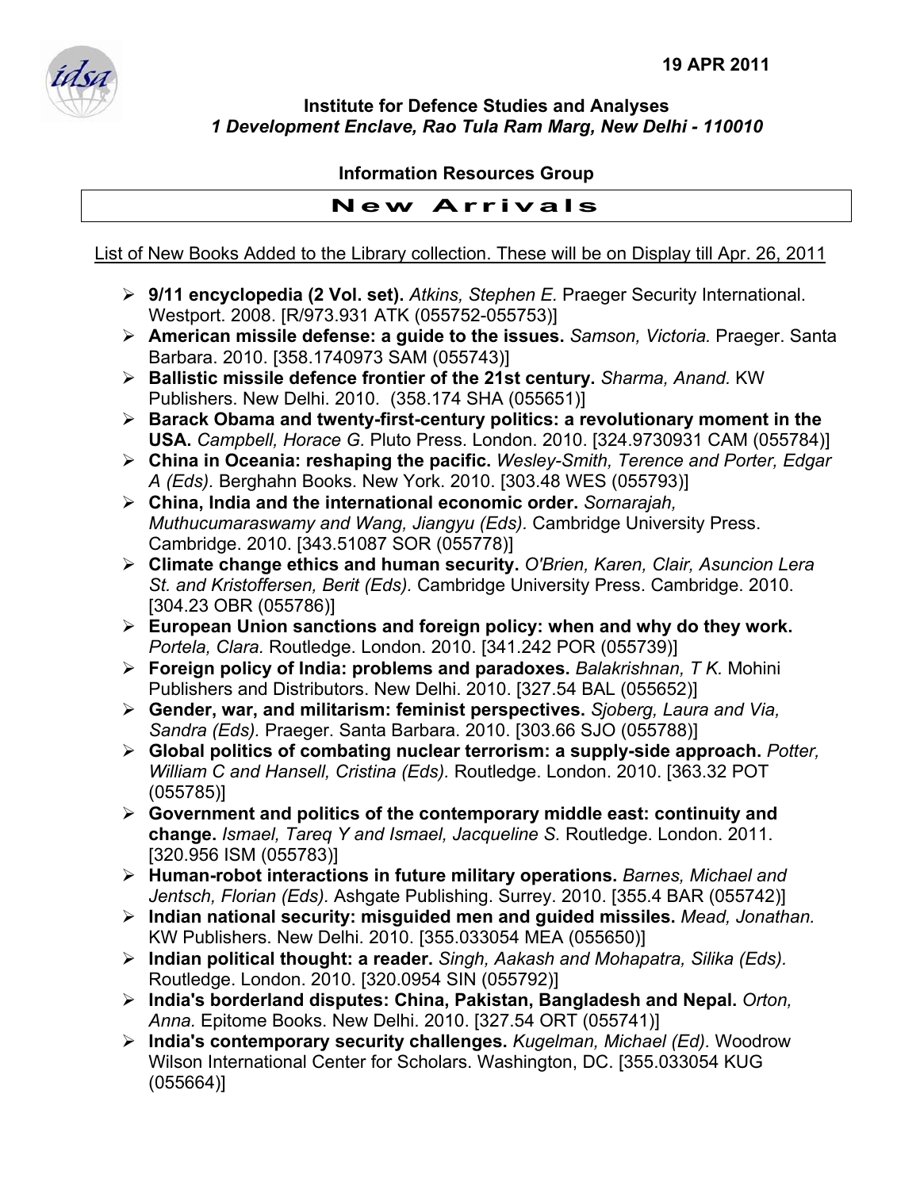19 APR 2011

**Institute for Defence Studies and Analyses**
***1 Development Enclave, Rao Tula Ram Marg, New Delhi - 110010***

**Information Resources Group**

## New Arrivals

List of New Books Added to the Library collection. These will be on Display till Apr. 26, 2011

- **9/11 encyclopedia (2 Vol. set).** *Atkins, Stephen E.* Praeger Security International. Westport. 2008. [R/973.931 ATK (055752-055753)]
- **American missile defense: a guide to the issues.** *Samson, Victoria.* Praeger. Santa Barbara. 2010. [358.1740973 SAM (055743)]
- **Ballistic missile defence frontier of the 21st century.** *Sharma, Anand.* KW Publishers. New Delhi. 2010. (358.174 SHA (055651)]
- **Barack Obama and twenty-first-century politics: a revolutionary moment in the USA.** *Campbell, Horace G.* Pluto Press. London. 2010. [324.9730931 CAM (055784)]
- **China in Oceania: reshaping the pacific.** *Wesley-Smith, Terence and Porter, Edgar A (Eds).* Berghahn Books. New York. 2010. [303.48 WES (055793)]
- **China, India and the international economic order.** *Sornarajah, Muthucumaraswamy and Wang, Jiangyu (Eds).* Cambridge University Press. Cambridge. 2010. [343.51087 SOR (055778)]
- **Climate change ethics and human security.** *O'Brien, Karen, Clair, Asuncion Lera St. and Kristoffersen, Berit (Eds).* Cambridge University Press. Cambridge. 2010. [304.23 OBR (055786)]
- **European Union sanctions and foreign policy: when and why do they work.** *Portela, Clara.* Routledge. London. 2010. [341.242 POR (055739)]
- **Foreign policy of India: problems and paradoxes.** *Balakrishnan, T K.* Mohini Publishers and Distributors. New Delhi. 2010. [327.54 BAL (055652)]
- **Gender, war, and militarism: feminist perspectives.** *Sjoberg, Laura and Via, Sandra (Eds).* Praeger. Santa Barbara. 2010. [303.66 SJO (055788)]
- **Global politics of combating nuclear terrorism: a supply-side approach.** *Potter, William C and Hansell, Cristina (Eds).* Routledge. London. 2010. [363.32 POT (055785)]
- **Government and politics of the contemporary middle east: continuity and change.** *Ismael, Tareq Y and Ismael, Jacqueline S.* Routledge. London. 2011. [320.956 ISM (055783)]
- **Human-robot interactions in future military operations.** *Barnes, Michael and Jentsch, Florian (Eds).* Ashgate Publishing. Surrey. 2010. [355.4 BAR (055742)]
- **Indian national security: misguided men and guided missiles.** *Mead, Jonathan.* KW Publishers. New Delhi. 2010. [355.033054 MEA (055650)]
- **Indian political thought: a reader.** *Singh, Aakash and Mohapatra, Silika (Eds).* Routledge. London. 2010. [320.0954 SIN (055792)]
- **India's borderland disputes: China, Pakistan, Bangladesh and Nepal.** *Orton, Anna.* Epitome Books. New Delhi. 2010. [327.54 ORT (055741)]
- **India's contemporary security challenges.** *Kugelman, Michael (Ed).* Woodrow Wilson International Center for Scholars. Washington, DC. [355.033054 KUG (055664)]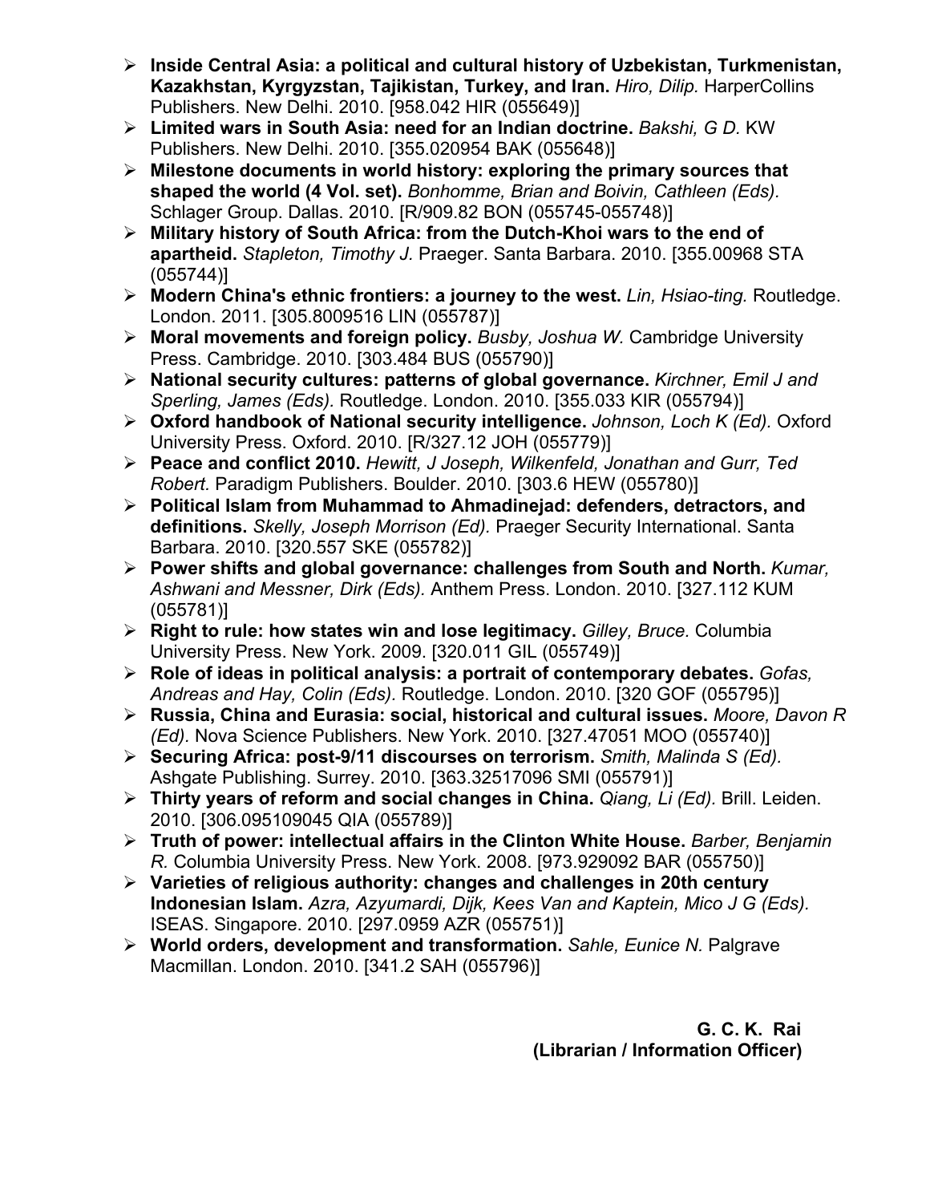- **Inside Central Asia: a political and cultural history of Uzbekistan, Turkmenistan, Kazakhstan, Kyrgyzstan, Tajikistan, Turkey, and Iran.** *Hiro, Dilip.* HarperCollins Publishers. New Delhi. 2010. [958.042 HIR (055649)]
- **Limited wars in South Asia: need for an Indian doctrine.** *Bakshi, G D.* KW Publishers. New Delhi. 2010. [355.020954 BAK (055648)]
- **Milestone documents in world history: exploring the primary sources that shaped the world (4 Vol. set).** *Bonhomme, Brian and Boivin, Cathleen (Eds).* Schlager Group. Dallas. 2010. [R/909.82 BON (055745-055748)]
- **Military history of South Africa: from the Dutch-Khoi wars to the end of apartheid.** *Stapleton, Timothy J.* Praeger. Santa Barbara. 2010. [355.00968 STA (055744)]
- **Modern China's ethnic frontiers: a journey to the west.** *Lin, Hsiao-ting.* Routledge. London. 2011. [305.8009516 LIN (055787)]
- **Moral movements and foreign policy.** *Busby, Joshua W.* Cambridge University Press. Cambridge. 2010. [303.484 BUS (055790)]
- **National security cultures: patterns of global governance.** *Kirchner, Emil J and Sperling, James (Eds).* Routledge. London. 2010. [355.033 KIR (055794)]
- **Oxford handbook of National security intelligence.** *Johnson, Loch K (Ed).* Oxford University Press. Oxford. 2010. [R/327.12 JOH (055779)]
- **Peace and conflict 2010.** *Hewitt, J Joseph, Wilkenfeld, Jonathan and Gurr, Ted Robert.* Paradigm Publishers. Boulder. 2010. [303.6 HEW (055780)]
- **Political Islam from Muhammad to Ahmadinejad: defenders, detractors, and definitions.** *Skelly, Joseph Morrison (Ed).* Praeger Security International. Santa Barbara. 2010. [320.557 SKE (055782)]
- **Power shifts and global governance: challenges from South and North.** *Kumar, Ashwani and Messner, Dirk (Eds).* Anthem Press. London. 2010. [327.112 KUM (055781)]
- **Right to rule: how states win and lose legitimacy.** *Gilley, Bruce.* Columbia University Press. New York. 2009. [320.011 GIL (055749)]
- **Role of ideas in political analysis: a portrait of contemporary debates.** *Gofas, Andreas and Hay, Colin (Eds).* Routledge. London. 2010. [320 GOF (055795)]
- **Russia, China and Eurasia: social, historical and cultural issues.** *Moore, Davon R (Ed).* Nova Science Publishers. New York. 2010. [327.47051 MOO (055740)]
- **Securing Africa: post-9/11 discourses on terrorism.** *Smith, Malinda S (Ed).* Ashgate Publishing. Surrey. 2010. [363.32517096 SMI (055791)]
- **Thirty years of reform and social changes in China.** *Qiang, Li (Ed).* Brill. Leiden. 2010. [306.095109045 QIA (055789)]
- **Truth of power: intellectual affairs in the Clinton White House.** *Barber, Benjamin R.* Columbia University Press. New York. 2008. [973.929092 BAR (055750)]
- **Varieties of religious authority: changes and challenges in 20th century Indonesian Islam.** *Azra, Azyumardi, Dijk, Kees Van and Kaptein, Mico J G (Eds).* ISEAS. Singapore. 2010. [297.0959 AZR (055751)]
- **World orders, development and transformation.** *Sahle, Eunice N.* Palgrave Macmillan. London. 2010. [341.2 SAH (055796)]

**G. C. K. Rai**
**(Librarian / Information Officer)**